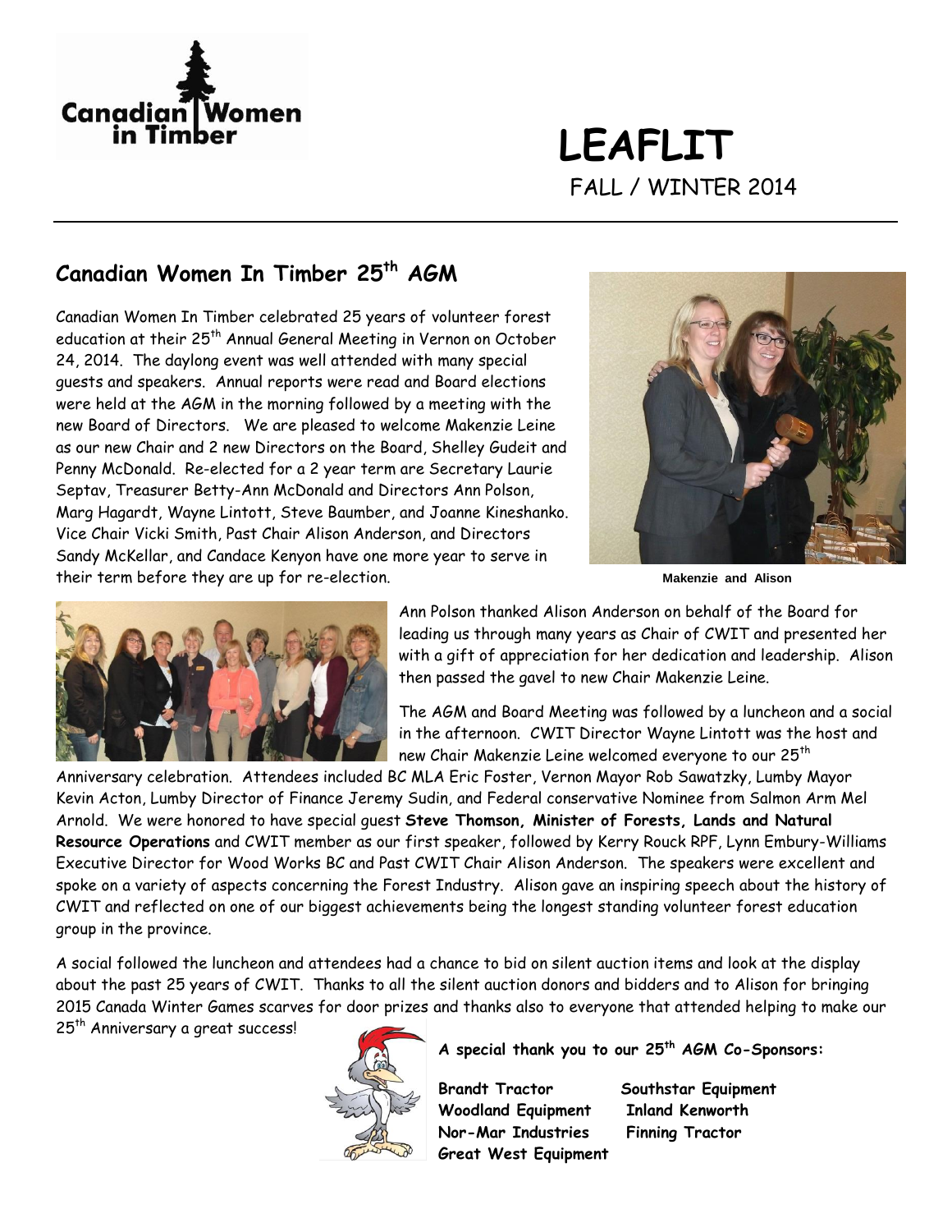Canadian Women in Timber

# LEAFLIT

FALL / WINTER 2014

## Canadian Women In Timber 25th AGM

Canadian Women In Timber celebrated 25 years of volunteer forest education at their 25th Annual General Meeting in Vernon on October 24, 2014. The daylong event was well attended with many special guests and speakers. Annual reports were read and Board elections were held at the AGM in the morning followed by a meeting with the new Board of Directors. We are pleased to welcome Makenzie Leine as our new Chair and 2 new Directors on the Board, Shelley Gudeit and Penny McDonald. Re-elected for a 2 year term are Secretary Laurie Septav, Treasurer Betty-Ann McDonald and Directors Ann Polson, Marg Hagardt, Wayne Lintott, Steve Baumber, and Joanne Kineshanko. Vice Chair Vicki Smith, Past Chair Alison Anderson, and Directors Sandy McKellar, and Candace Kenyon have one more year to serve in their term before they are up for re-election.

**Makenzie and Alison**

Ann Polson thanked Alison Anderson on behalf of the Board for leading us through many years as Chair of CWIT and presented her with a gift of appreciation for her dedication and leadership. Alison then passed the gavel to new Chair Makenzie Leine.

The AGM and Board Meeting was followed by a luncheon and a social in the afternoon. CWIT Director Wayne Lintott was the host and new Chair Makenzie Leine welcomed everyone to our 25th Anniversary celebration. Attendees included BC MLA Eric Foster, Vernon Mayor Rob Sawatzky, Lumby Mayor Kevin Acton, Lumby Director of Finance Jeremy Sudin, and Federal conservative Nominee from Salmon Arm Mel Arnold. We were honored to have special guest **Steve Thomson, Minister of Forests, Lands and Natural Resource Operations** and CWIT member as our first speaker, followed by Kerry Rouck RPF, Lynn Embury-Williams Executive Director for Wood Works BC and Past CWIT Chair Alison Anderson. The speakers were excellent and spoke on a variety of aspects concerning the Forest Industry. Alison gave an inspiring speech about the history of CWIT and reflected on one of our biggest achievements being the longest standing volunteer forest education group in the province.

A social followed the luncheon and attendees had a chance to bid on silent auction items and look at the display about the past 25 years of CWIT. Thanks to all the silent auction donors and bidders and to Alison for bringing 2015 Canada Winter Games scarves for door prizes and thanks also to everyone that attended helping to make our 25th Anniversary a great success!

**A special thank you to our 25th AGM Co-Sponsors:**

**Brandt Tractor**
**Southstar Equipment**
**Woodland Equipment**
**Inland Kenworth**
**Nor-Mar Industries**
**Finning Tractor**
**Great West Equipment**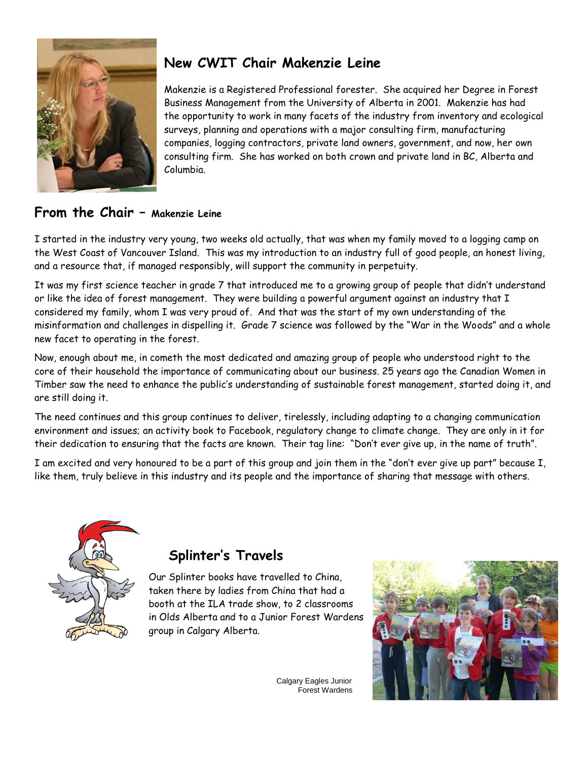## New CWIT Chair Makenzie Leine

Makenzie is a Registered Professional forester. She acquired her Degree in Forest Business Management from the University of Alberta in 2001. Makenzie has had the opportunity to work in many facets of the industry from inventory and ecological surveys, planning and operations with a major consulting firm, manufacturing companies, logging contractors, private land owners, government, and now, her own consulting firm. She has worked on both crown and private land in BC, Alberta and Columbia.

## From the Chair – Makenzie Leine

I started in the industry very young, two weeks old actually, that was when my family moved to a logging camp on the West Coast of Vancouver Island. This was my introduction to an industry full of good people, an honest living, and a resource that, if managed responsibly, will support the community in perpetuity.

It was my first science teacher in grade 7 that introduced me to a growing group of people that didn't understand or like the idea of forest management. They were building a powerful argument against an industry that I considered my family, whom I was very proud of. And that was the start of my own understanding of the misinformation and challenges in dispelling it. Grade 7 science was followed by the "War in the Woods" and a whole new facet to operating in the forest.

Now, enough about me, in cometh the most dedicated and amazing group of people who understood right to the core of their household the importance of communicating about our business. 25 years ago the Canadian Women in Timber saw the need to enhance the public's understanding of sustainable forest management, started doing it, and are still doing it.

The need continues and this group continues to deliver, tirelessly, including adapting to a changing communication environment and issues; an activity book to Facebook, regulatory change to climate change. They are only in it for their dedication to ensuring that the facts are known. Their tag line: "Don't ever give up, in the name of truth".

I am excited and very honoured to be a part of this group and join them in the "don't ever give up part" because I, like them, truly believe in this industry and its people and the importance of sharing that message with others.

## Splinter's Travels

Our Splinter books have travelled to China, taken there by ladies from China that had a booth at the ILA trade show, to 2 classrooms in Olds Alberta and to a Junior Forest Wardens group in Calgary Alberta.

Calgary Eagles Junior Forest Wardens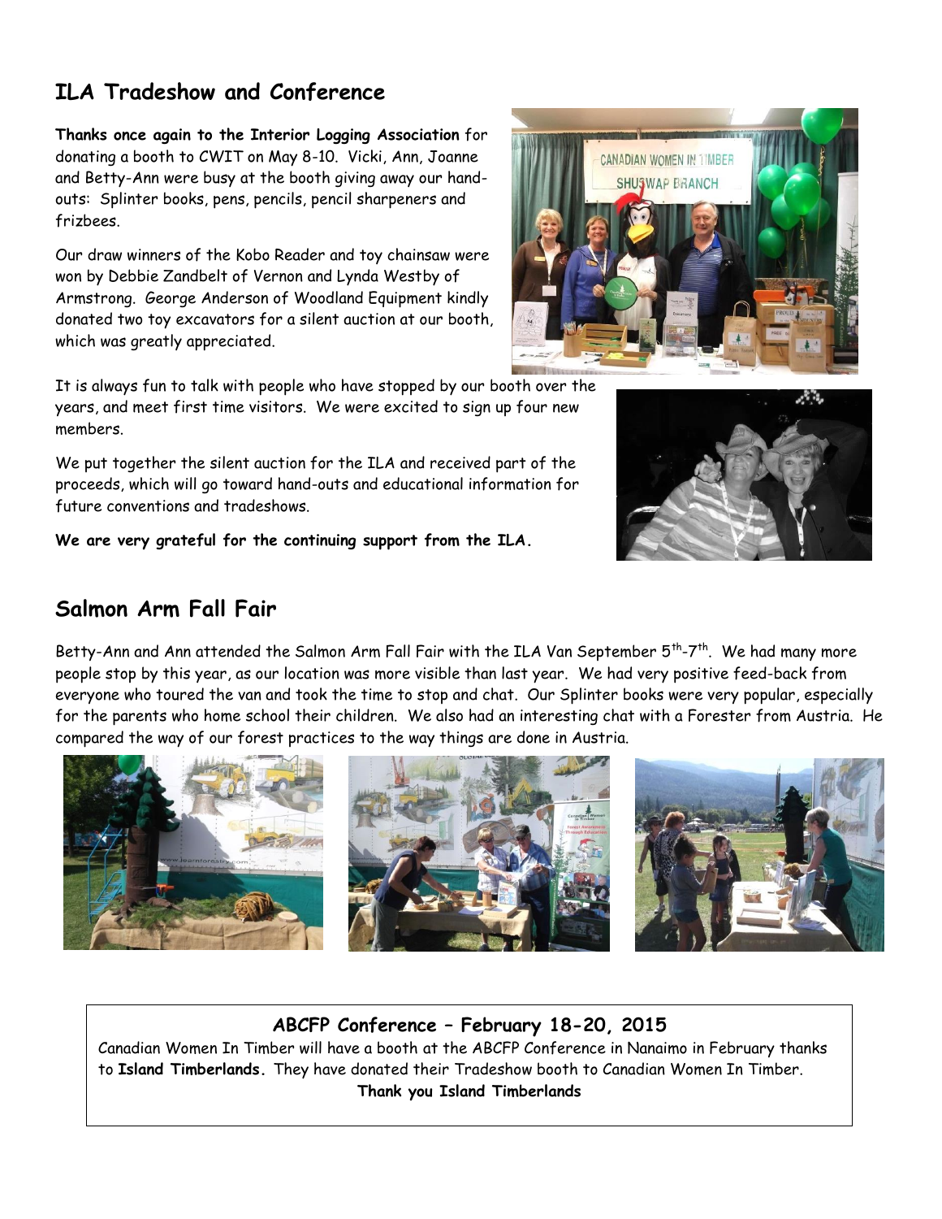## ILA Tradeshow and Conference

**Thanks once again to the Interior Logging Association** for donating a booth to CWIT on May 8-10. Vicki, Ann, Joanne and Betty-Ann were busy at the booth giving away our hand-outs: Splinter books, pens, pencils, pencil sharpeners and frizbees.

Our draw winners of the Kobo Reader and toy chainsaw were won by Debbie Zandbelt of Vernon and Lynda Westby of Armstrong. George Anderson of Woodland Equipment kindly donated two toy excavators for a silent auction at our booth, which was greatly appreciated.

It is always fun to talk with people who have stopped by our booth over the years, and meet first time visitors. We were excited to sign up four new members.

We put together the silent auction for the ILA and received part of the proceeds, which will go toward hand-outs and educational information for future conventions and tradeshows.

**We are very grateful for the continuing support from the ILA.**

## Salmon Arm Fall Fair

Betty-Ann and Ann attended the Salmon Arm Fall Fair with the ILA Van September 5th-7th. We had many more people stop by this year, as our location was more visible than last year. We had very positive feed-back from everyone who toured the van and took the time to stop and chat. Our Splinter books were very popular, especially for the parents who home school their children. We also had an interesting chat with a Forester from Austria. He compared the way of our forest practices to the way things are done in Austria.

### ABCFP Conference – February 18-20, 2015

Canadian Women In Timber will have a booth at the ABCFP Conference in Nanaimo in February thanks to **Island Timberlands.** They have donated their Tradeshow booth to Canadian Women In Timber.

**Thank you Island Timberlands**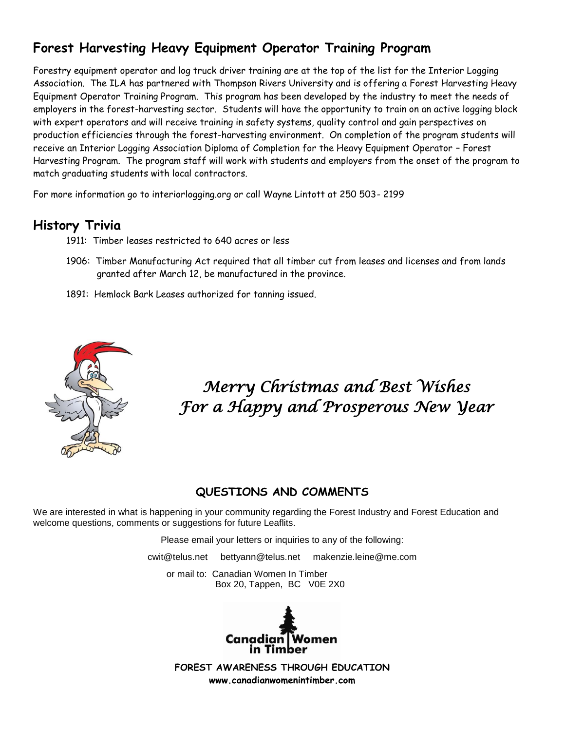## Forest Harvesting Heavy Equipment Operator Training Program

Forestry equipment operator and log truck driver training are at the top of the list for the Interior Logging Association. The ILA has partnered with Thompson Rivers University and is offering a Forest Harvesting Heavy Equipment Operator Training Program. This program has been developed by the industry to meet the needs of employers in the forest-harvesting sector. Students will have the opportunity to train on an active logging block with expert operators and will receive training in safety systems, quality control and gain perspectives on production efficiencies through the forest-harvesting environment. On completion of the program students will receive an Interior Logging Association Diploma of Completion for the Heavy Equipment Operator – Forest Harvesting Program. The program staff will work with students and employers from the onset of the program to match graduating students with local contractors.

For more information go to interiorlogging.org or call Wayne Lintott at 250 503- 2199

## History Trivia

1911: Timber leases restricted to 640 acres or less

1906: Timber Manufacturing Act required that all timber cut from leases and licenses and from lands granted after March 12, be manufactured in the province.

1891: Hemlock Bark Leases authorized for tanning issued.

*Merry Christmas and Best Wishes*
*For a Happy and Prosperous New Year*

### QUESTIONS AND COMMENTS

We are interested in what is happening in your community regarding the Forest Industry and Forest Education and welcome questions, comments or suggestions for future Leaflits.

Please email your letters or inquiries to any of the following:

cwit@telus.net bettyann@telus.net makenzie.leine@me.com

or mail to: Canadian Women In Timber
Box 20, Tappen, BC V0E 2X0

Canadian Women in Timber

**FOREST AWARENESS THROUGH EDUCATION**
**www.canadianwomenintimber.com**